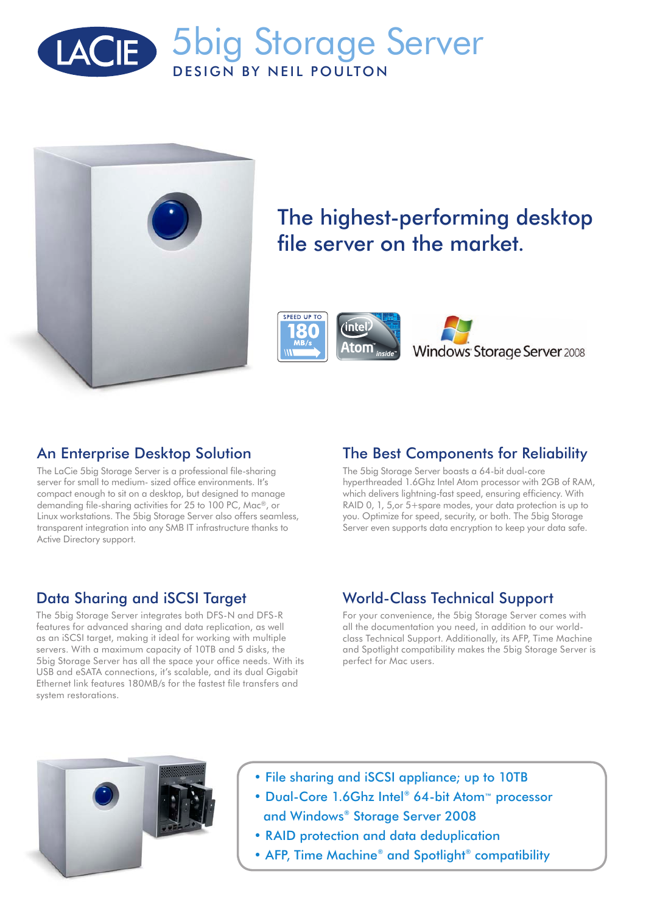# LACIE 5big Storage Server

DESIGN BY NEIL POULTON

## The highest-performing desktop file server on the market.

SPEED UP TO 180 MB/s

intel Atom inside

Windows Storage Server 2008

## An Enterprise Desktop Solution

The LaCie 5big Storage Server is a professional file-sharing server for small to medium- sized office environments. It's compact enough to sit on a desktop, but designed to manage demanding file-sharing activities for 25 to 100 PC, Mac®, or Linux workstations. The 5big Storage Server also offers seamless, transparent integration into any SMB IT infrastructure thanks to Active Directory support.

## The Best Components for Reliability

The 5big Storage Server boasts a 64-bit dual-core hyperthreaded 1.6Ghz Intel Atom processor with 2GB of RAM, which delivers lightning-fast speed, ensuring efficiency. With RAID 0, 1, 5,or 5+spare modes, your data protection is up to you. Optimize for speed, security, or both. The 5big Storage Server even supports data encryption to keep your data safe.

## Data Sharing and iSCSI Target

The 5big Storage Server integrates both DFS-N and DFS-R features for advanced sharing and data replication, as well as an iSCSI target, making it ideal for working with multiple servers. With a maximum capacity of 10TB and 5 disks, the 5big Storage Server has all the space your office needs. With its USB and eSATA connections, it's scalable, and its dual Gigabit Ethernet link features 180MB/s for the fastest file transfers and system restorations.

## World-Class Technical Support

For your convenience, the 5big Storage Server comes with all the documentation you need, in addition to our world-class Technical Support. Additionally, its AFP, Time Machine and Spotlight compatibility makes the 5big Storage Server is perfect for Mac users.

- File sharing and iSCSI appliance; up to 10TB
- Dual-Core 1.6Ghz Intel® 64-bit Atom™ processor and Windows® Storage Server 2008
- RAID protection and data deduplication
- AFP, Time Machine® and Spotlight® compatibility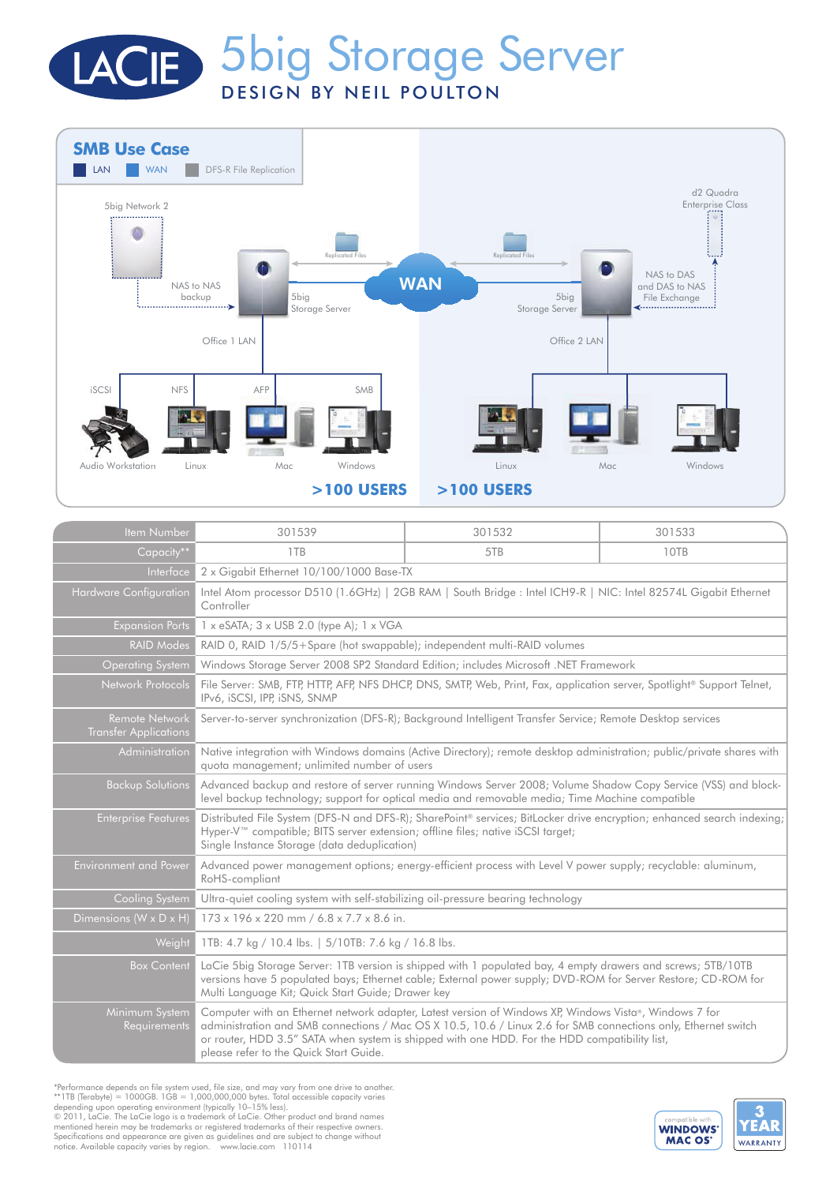# 5big Storage Server

DESIGN BY NEIL POULTON

## SMB Use Case

LAN
WAN
DFS-R File Replication

5big Network 2
NAS to NAS backup
5big Storage Server
Replicated Files
WAN
Replicated Files
5big Storage Server
d2 Quadra Enterprise Class
NAS to DAS and DAS to NAS File Exchange
Office 1 LAN
Office 2 LAN
iSCSI
NFS
AFP
SMB
Audio Workstation
Linux
Mac
Windows
Linux
Mac
Windows

**>100 USERS**
**>100 USERS**

| | | | |
|---|---|---|---|
| Item Number | 301539 | 301532 | 301533 |
| Capacity** | 1TB | 5TB | 10TB |
| Interface | 2 x Gigabit Ethernet 10/100/1000 Base-TX | | |
| Hardware Configuration | Intel Atom processor D510 (1.6GHz) \| 2GB RAM \| South Bridge : Intel ICH9-R \| NIC: Intel 82574L Gigabit Ethernet Controller | | |
| Expansion Ports | 1 x eSATA; 3 x USB 2.0 (type A); 1 x VGA | | |
| RAID Modes | RAID 0, RAID 1/5/5+Spare (hot swappable); independent multi-RAID volumes | | |
| Operating System | Windows Storage Server 2008 SP2 Standard Edition; includes Microsoft .NET Framework | | |
| Network Protocols | File Server: SMB, FTP, HTTP, AFP, NFS DHCP, DNS, SMTP, Web, Print, Fax, application server, Spotlight® Support Telnet, IPv6, iSCSI, IPP, iSNS, SNMP | | |
| Remote Network Transfer Applications | Server-to-server synchronization (DFS-R); Background Intelligent Transfer Service; Remote Desktop services | | |
| Administration | Native integration with Windows domains (Active Directory); remote desktop administration; public/private shares with quota management; unlimited number of users | | |
| Backup Solutions | Advanced backup and restore of server running Windows Server 2008; Volume Shadow Copy Service (VSS) and block-level backup technology; support for optical media and removable media; Time Machine compatible | | |
| Enterprise Features | Distributed File System (DFS-N and DFS-R); SharePoint® services; BitLocker drive encryption; enhanced search indexing; Hyper-V™ compatible; BITS server extension; offline files; native iSCSI target; Single Instance Storage (data deduplication) | | |
| Environment and Power | Advanced power management options; energy-efficient process with Level V power supply; recyclable: aluminum, RoHS-compliant | | |
| Cooling System | Ultra-quiet cooling system with self-stabilizing oil-pressure bearing technology | | |
| Dimensions (W x D x H) | 173 x 196 x 220 mm / 6.8 x 7.7 x 8.6 in. | | |
| Weight | 1TB: 4.7 kg / 10.4 lbs. \| 5/10TB: 7.6 kg / 16.8 lbs. | | |
| Box Content | LaCie 5big Storage Server: 1TB version is shipped with 1 populated bay, 4 empty drawers and screws; 5TB/10TB versions have 5 populated bays; Ethernet cable; External power supply; DVD-ROM for Server Restore; CD-ROM for Multi Language Kit; Quick Start Guide; Drawer key | | |
| Minimum System Requirements | Computer with an Ethernet network adapter, Latest version of Windows XP, Windows Vista®, Windows 7 for administration and SMB connections / Mac OS X 10.5, 10.6 / Linux 2.6 for SMB connections only, Ethernet switch or router, HDD 3.5" SATA when system is shipped with one HDD. For the HDD compatibility list, please refer to the Quick Start Guide. | | |

*Performance depends on file system used, file size, and may vary from one drive to another.
**1TB (Terabyte) = 1000GB. 1GB = 1,000,000,000 bytes. Total accessible capacity varies depending upon operating environment (typically 10–15% less).
© 2011, LaCie. The LaCie logo is a trademark of LaCie. Other product and brand names mentioned herein may be trademarks or registered trademarks of their respective owners. Specifications and appearance are given as guidelines and are subject to change without notice. Available capacity varies by region. www.lacie.com 110114

compatible with WINDOWS® MAC OS®

3 YEAR WARRANTY